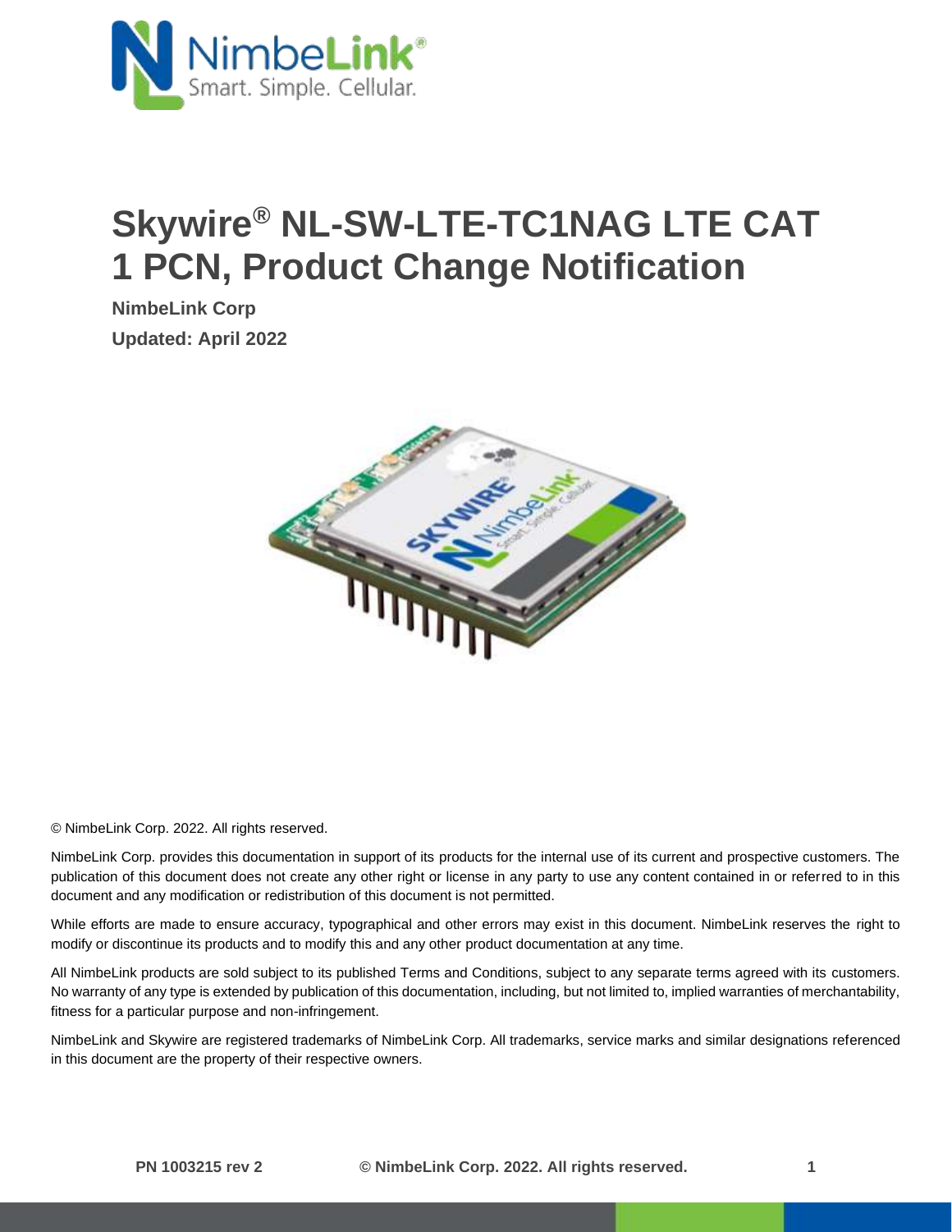# Skywire® NL-SW-LTE-TC1NAG LTE CAT 1 PCN, Product Change Notification

**NimbeLink Corp**

**Updated: April 2022**

© NimbeLink Corp. 2022. All rights reserved.

NimbeLink Corp. provides this documentation in support of its products for the internal use of its current and prospective customers. The publication of this document does not create any other right or license in any party to use any content contained in or referred to in this document and any modification or redistribution of this document is not permitted.

While efforts are made to ensure accuracy, typographical and other errors may exist in this document. NimbeLink reserves the right to modify or discontinue its products and to modify this and any other product documentation at any time.

All NimbeLink products are sold subject to its published Terms and Conditions, subject to any separate terms agreed with its customers. No warranty of any type is extended by publication of this documentation, including, but not limited to, implied warranties of merchantability, fitness for a particular purpose and non-infringement.

NimbeLink and Skywire are registered trademarks of NimbeLink Corp. All trademarks, service marks and similar designations referenced in this document are the property of their respective owners.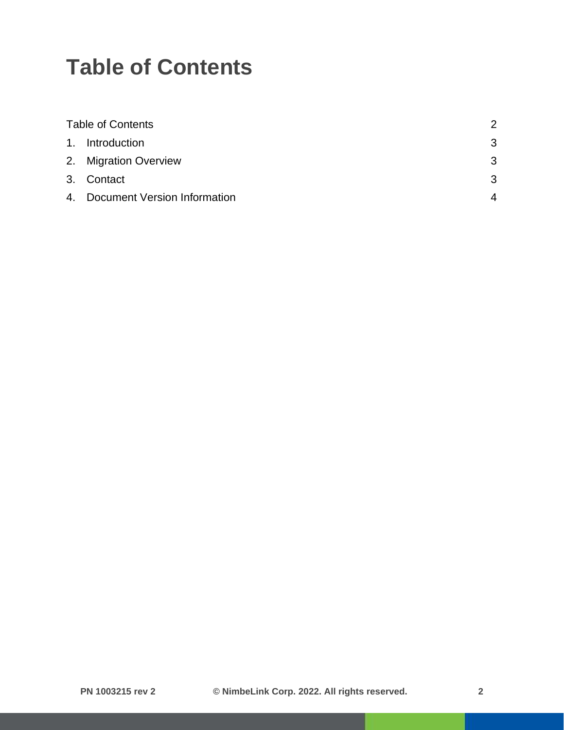# Table of Contents

Table of Contents 2

1. Introduction 3
2. Migration Overview 3
3. Contact 3
4. Document Version Information 4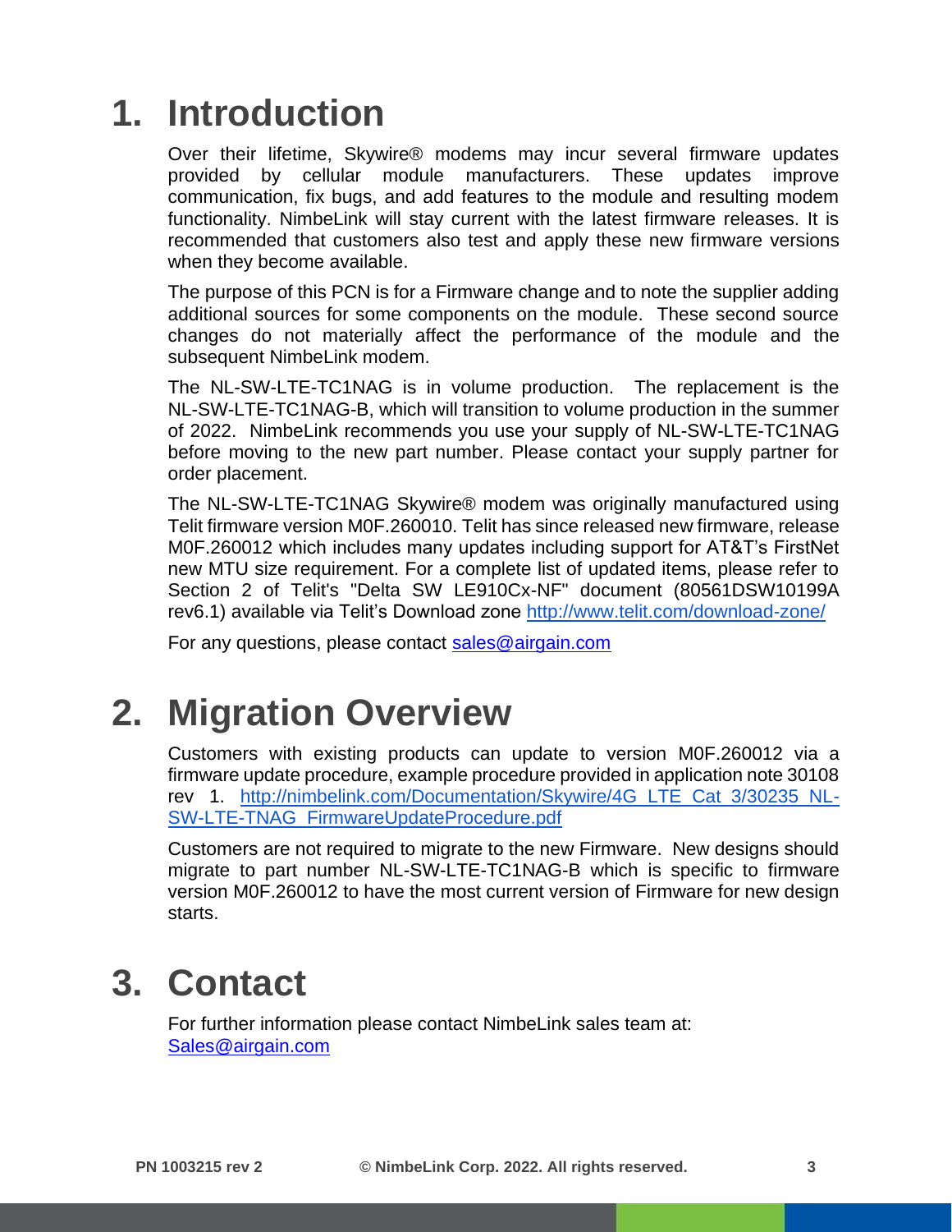# 1. Introduction

Over their lifetime, Skywire® modems may incur several firmware updates provided by cellular module manufacturers. These updates improve communication, fix bugs, and add features to the module and resulting modem functionality. NimbeLink will stay current with the latest firmware releases. It is recommended that customers also test and apply these new firmware versions when they become available.

The purpose of this PCN is for a Firmware change and to note the supplier adding additional sources for some components on the module. These second source changes do not materially affect the performance of the module and the subsequent NimbeLink modem.

The NL-SW-LTE-TC1NAG is in volume production. The replacement is the NL-SW-LTE-TC1NAG-B, which will transition to volume production in the summer of 2022. NimbeLink recommends you use your supply of NL-SW-LTE-TC1NAG before moving to the new part number. Please contact your supply partner for order placement.

The NL-SW-LTE-TC1NAG Skywire® modem was originally manufactured using Telit firmware version M0F.260010. Telit has since released new firmware, release M0F.260012 which includes many updates including support for AT&T's FirstNet new MTU size requirement. For a complete list of updated items, please refer to Section 2 of Telit's "Delta SW LE910Cx-NF" document (80561DSW10199A rev6.1) available via Telit's Download zone [http://www.telit.com/download-zone/](http://www.telit.com/download-zone/)

For any questions, please contact [sales@airgain.com](mailto:sales@airgain.com)

# 2. Migration Overview

Customers with existing products can update to version M0F.260012 via a firmware update procedure, example procedure provided in application note 30108 rev 1. [http://nimbelink.com/Documentation/Skywire/4G_LTE_Cat_3/30235_NL-SW-LTE-TNAG_FirmwareUpdateProcedure.pdf](http://nimbelink.com/Documentation/Skywire/4G_LTE_Cat_3/30235_NL-SW-LTE-TNAG_FirmwareUpdateProcedure.pdf)

Customers are not required to migrate to the new Firmware. New designs should migrate to part number NL-SW-LTE-TC1NAG-B which is specific to firmware version M0F.260012 to have the most current version of Firmware for new design starts.

# 3. Contact

For further information please contact NimbeLink sales team at:
[Sales@airgain.com](mailto:Sales@airgain.com)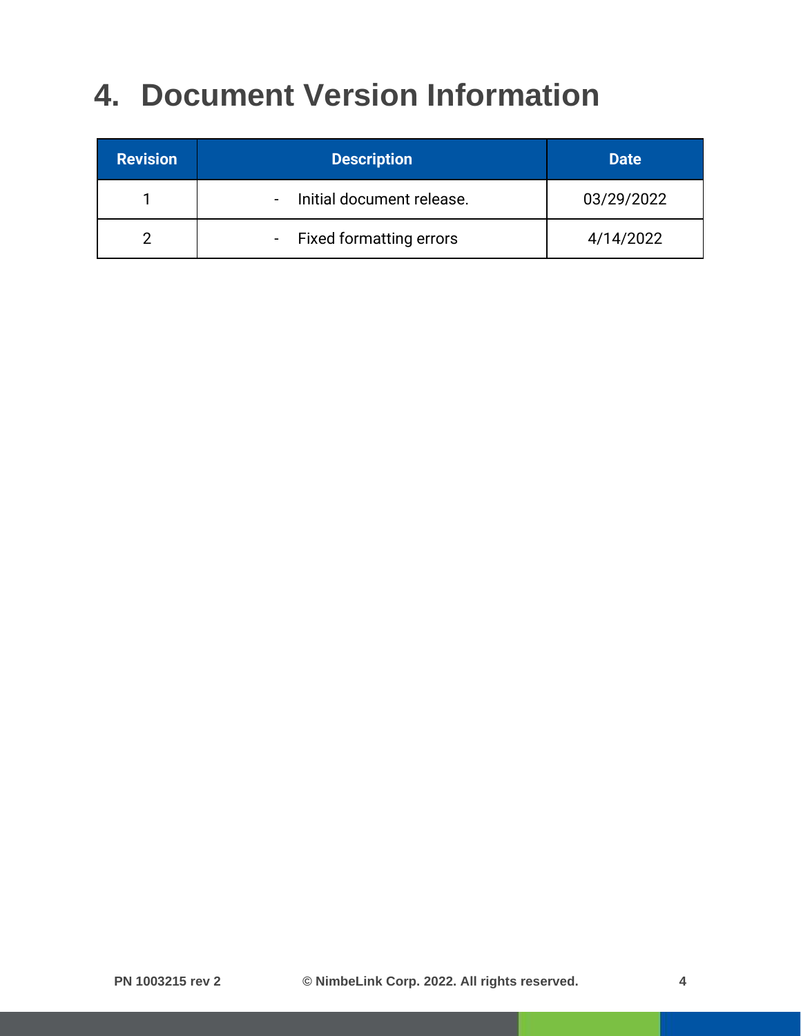# 4. Document Version Information

| Revision | Description | Date |
|---|---|---|
| 1 | - Initial document release. | 03/29/2022 |
| 2 | - Fixed formatting errors | 4/14/2022 |